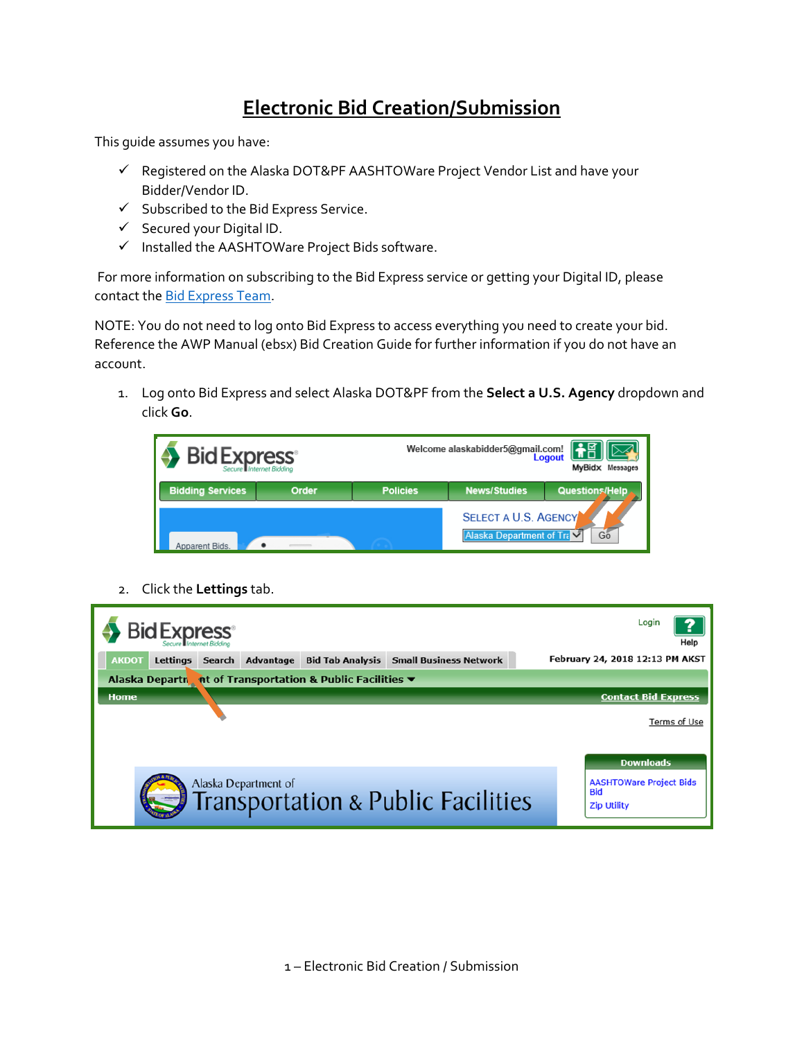# Electronic Bid Creation/Submission

This guide assumes you have:

- ✓ Registered on the Alaska DOT&PF AASHTOWare Project Vendor List and have your Bidder/Vendor ID.
- ✓ Subscribed to the Bid Express Service.
- ✓ Secured your Digital ID.
- ✓ Installed the AASHTOWare Project Bids software.

For more information on subscribing to the Bid Express service or getting your Digital ID, please contact the Bid Express Team.

NOTE: You do not need to log onto Bid Express to access everything you need to create your bid. Reference the AWP Manual (ebsx) Bid Creation Guide for further information if you do not have an account.

1. Log onto Bid Express and select Alaska DOT&PF from the **Select a U.S. Agency** dropdown and click **Go**.

2. Click the **Lettings** tab.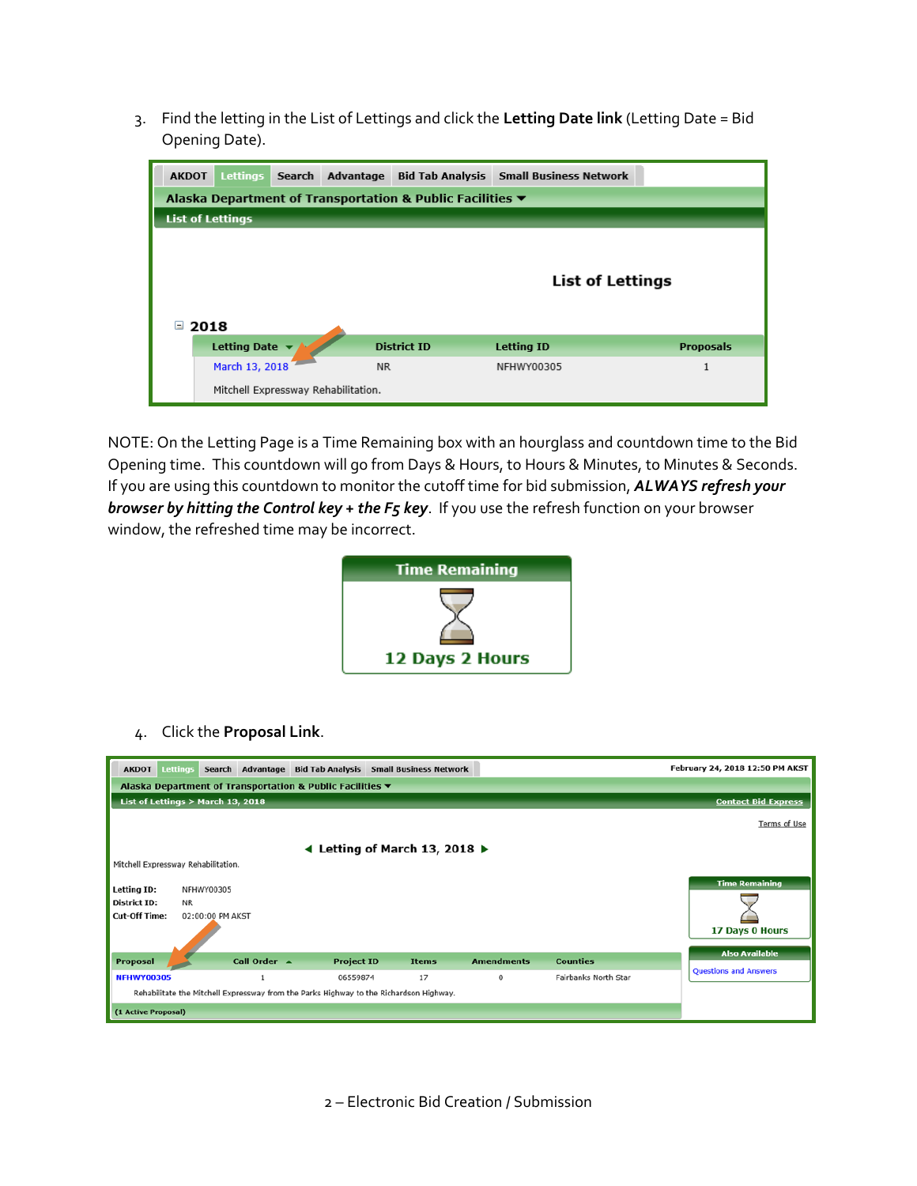3. Find the letting in the List of Lettings and click the **Letting Date link** (Letting Date = Bid Opening Date).

AKDOT | Lettings | Search | Advantage | Bid Tab Analysis | Small Business Network

**Alaska Department of Transportation & Public Facilities**

**List of Lettings**

**List of Lettings**

**2018**

| Letting Date | District ID | Letting ID | Proposals |
|---|---|---|---|
| March 13, 2018 | NR | NFHWY00305 | 1 |
| Mitchell Expressway Rehabilitation. | | | |

NOTE: On the Letting Page is a Time Remaining box with an hourglass and countdown time to the Bid Opening time. This countdown will go from Days & Hours, to Hours & Minutes, to Minutes & Seconds. If you are using this countdown to monitor the cutoff time for bid submission, ***ALWAYS refresh your browser by hitting the Control key + the F5 key***. If you use the refresh function on your browser window, the refreshed time may be incorrect.

**Time Remaining**

**12 Days 2 Hours**

4. Click the **Proposal Link**.

AKDOT | Lettings | Search | Advantage | Bid Tab Analysis | Small Business Network

February 24, 2018 12:50 PM AKST

**Alaska Department of Transportation & Public Facilities**

List of Lettings > March 13, 2018

Contact Bid Express

Terms of Use

**Letting of March 13, 2018**

Mitchell Expressway Rehabilitation.

**Letting ID:** NFHWY00305
**District ID:** NR
**Cut-Off Time:** 02:00:00 PM AKST

| Proposal | Call Order | Project ID | Items | Amendments | Counties |
|---|---|---|---|---|---|
| NFHWY00305 | 1 | 06559874 | 17 | 0 | Fairbanks North Star |
| Rehabilitate the Mitchell Expressway from the Parks Highway to the Richardson Highway. | | | | | |

(1 Active Proposal)

**Time Remaining**

17 Days 0 Hours

**Also Available**

Questions and Answers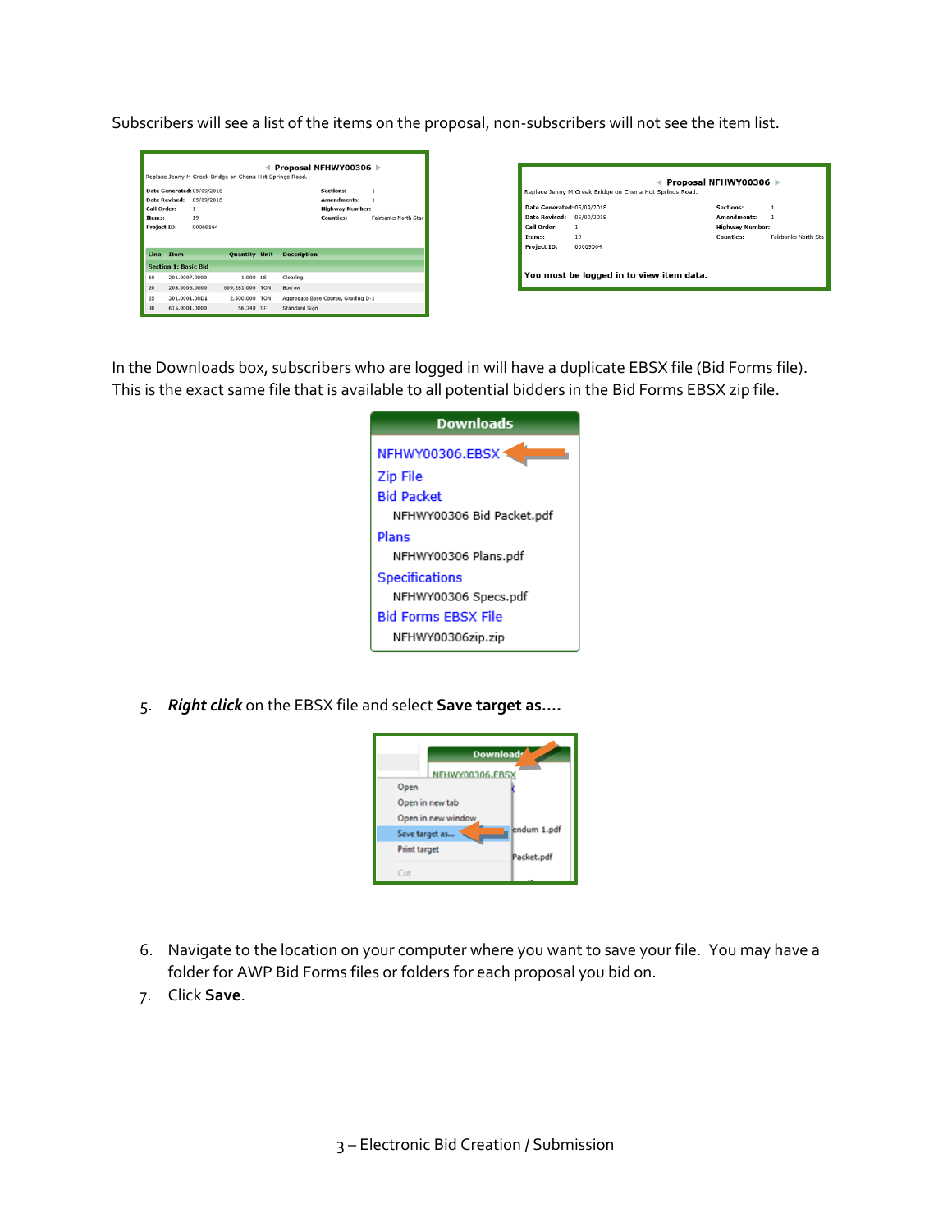Subscribers will see a list of the items on the proposal, non-subscribers will not see the item list.

In the Downloads box, subscribers who are logged in will have a duplicate EBSX file (Bid Forms file). This is the exact same file that is available to all potential bidders in the Bid Forms EBSX zip file.

5. ***Right click*** on the EBSX file and select **Save target as….**

6. Navigate to the location on your computer where you want to save your file. You may have a folder for AWP Bid Forms files or folders for each proposal you bid on.
7. Click **Save**.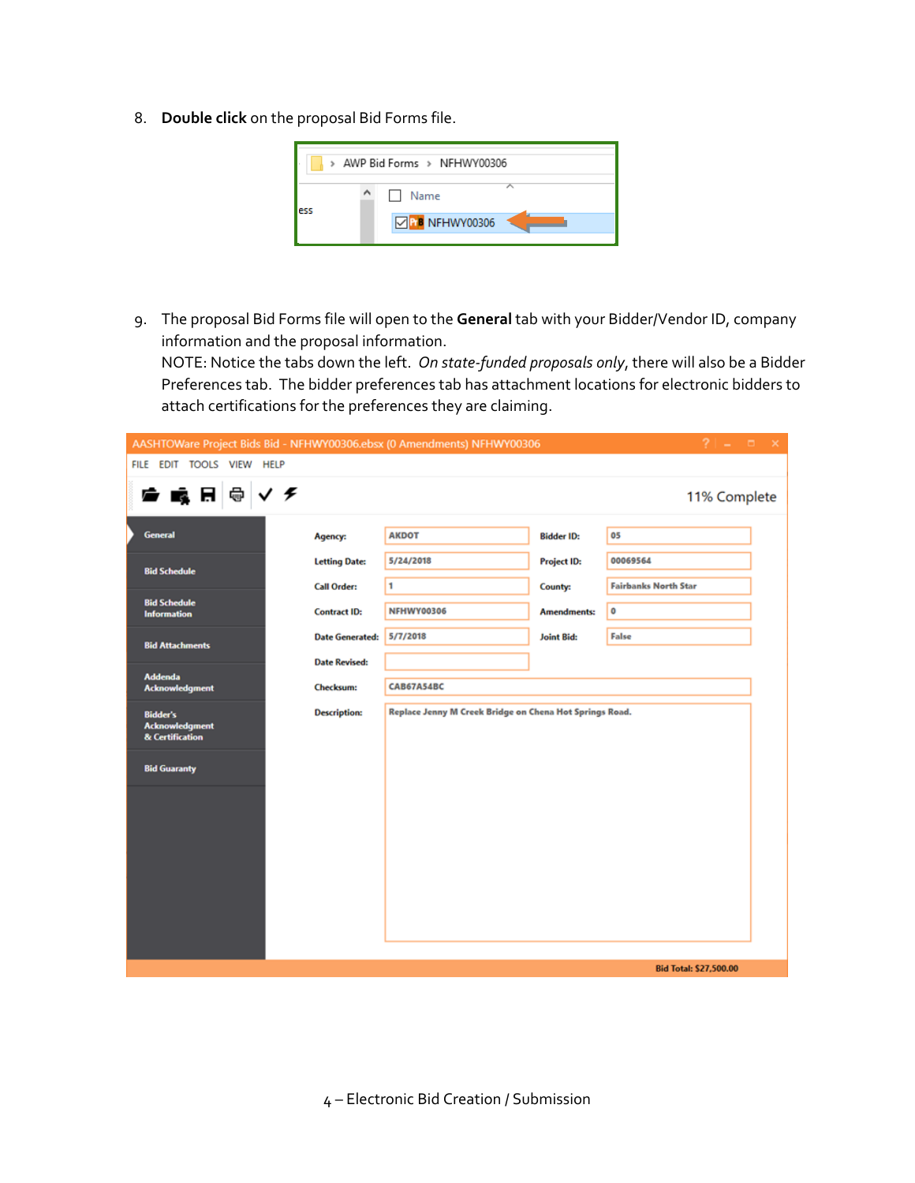8. **Double click** on the proposal Bid Forms file.

9. The proposal Bid Forms file will open to the **General** tab with your Bidder/Vendor ID, company information and the proposal information.
   NOTE: Notice the tabs down the left. *On state-funded proposals only*, there will also be a Bidder Preferences tab. The bidder preferences tab has attachment locations for electronic bidders to attach certifications for the preferences they are claiming.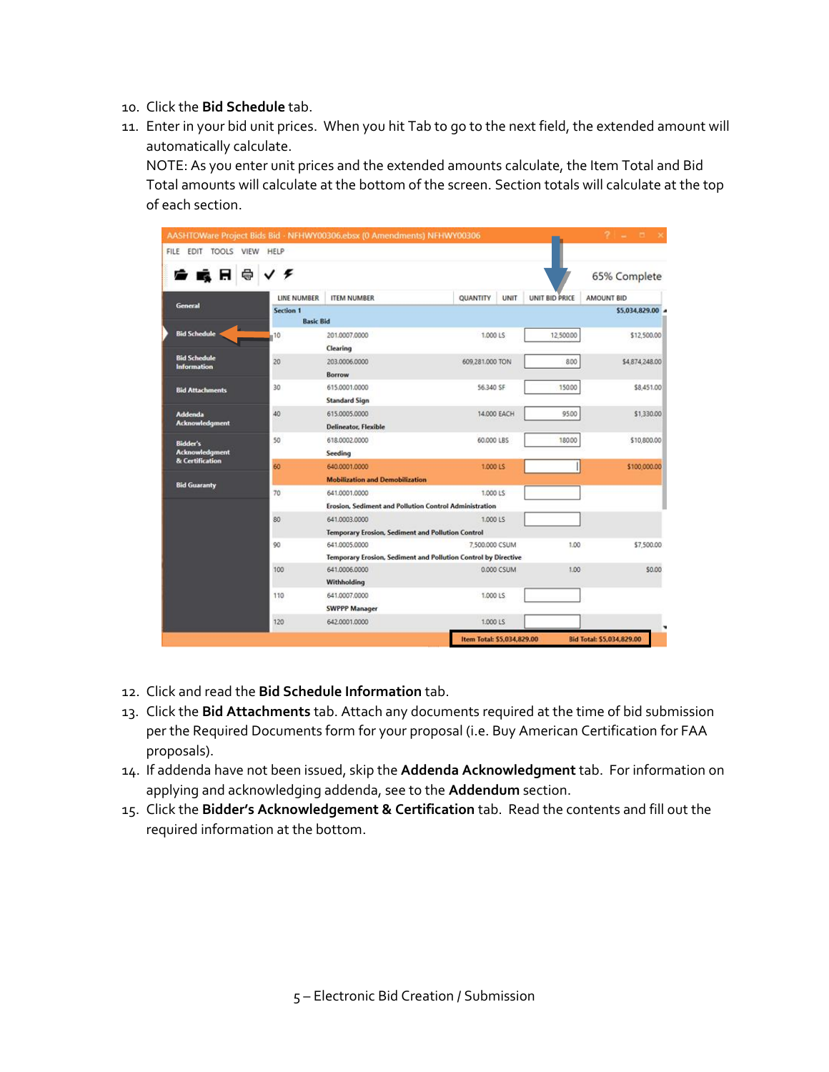10. Click the **Bid Schedule** tab.
11. Enter in your bid unit prices. When you hit Tab to go to the next field, the extended amount will automatically calculate.
    NOTE: As you enter unit prices and the extended amounts calculate, the Item Total and Bid Total amounts will calculate at the bottom of the screen. Section totals will calculate at the top of each section.

12. Click and read the **Bid Schedule Information** tab.
13. Click the **Bid Attachments** tab. Attach any documents required at the time of bid submission per the Required Documents form for your proposal (i.e. Buy American Certification for FAA proposals).
14. If addenda have not been issued, skip the **Addenda Acknowledgment** tab. For information on applying and acknowledging addenda, see to the **Addendum** section.
15. Click the **Bidder's Acknowledgement & Certification** tab. Read the contents and fill out the required information at the bottom.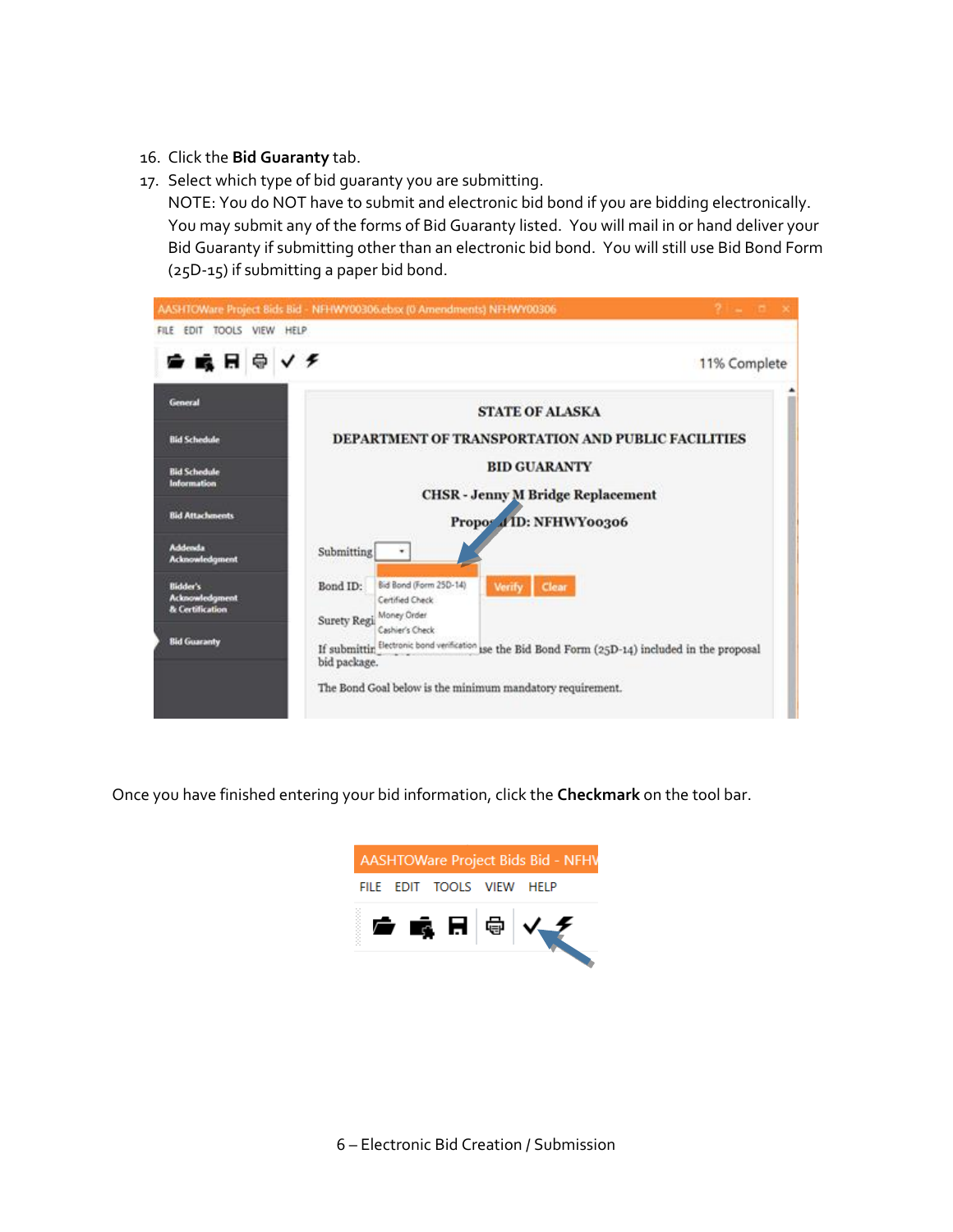16. Click the **Bid Guaranty** tab.
17. Select which type of bid guaranty you are submitting.
    NOTE: You do NOT have to submit and electronic bid bond if you are bidding electronically. You may submit any of the forms of Bid Guaranty listed. You will mail in or hand deliver your Bid Guaranty if submitting other than an electronic bid bond. You will still use Bid Bond Form (25D-15) if submitting a paper bid bond.

Once you have finished entering your bid information, click the **Checkmark** on the tool bar.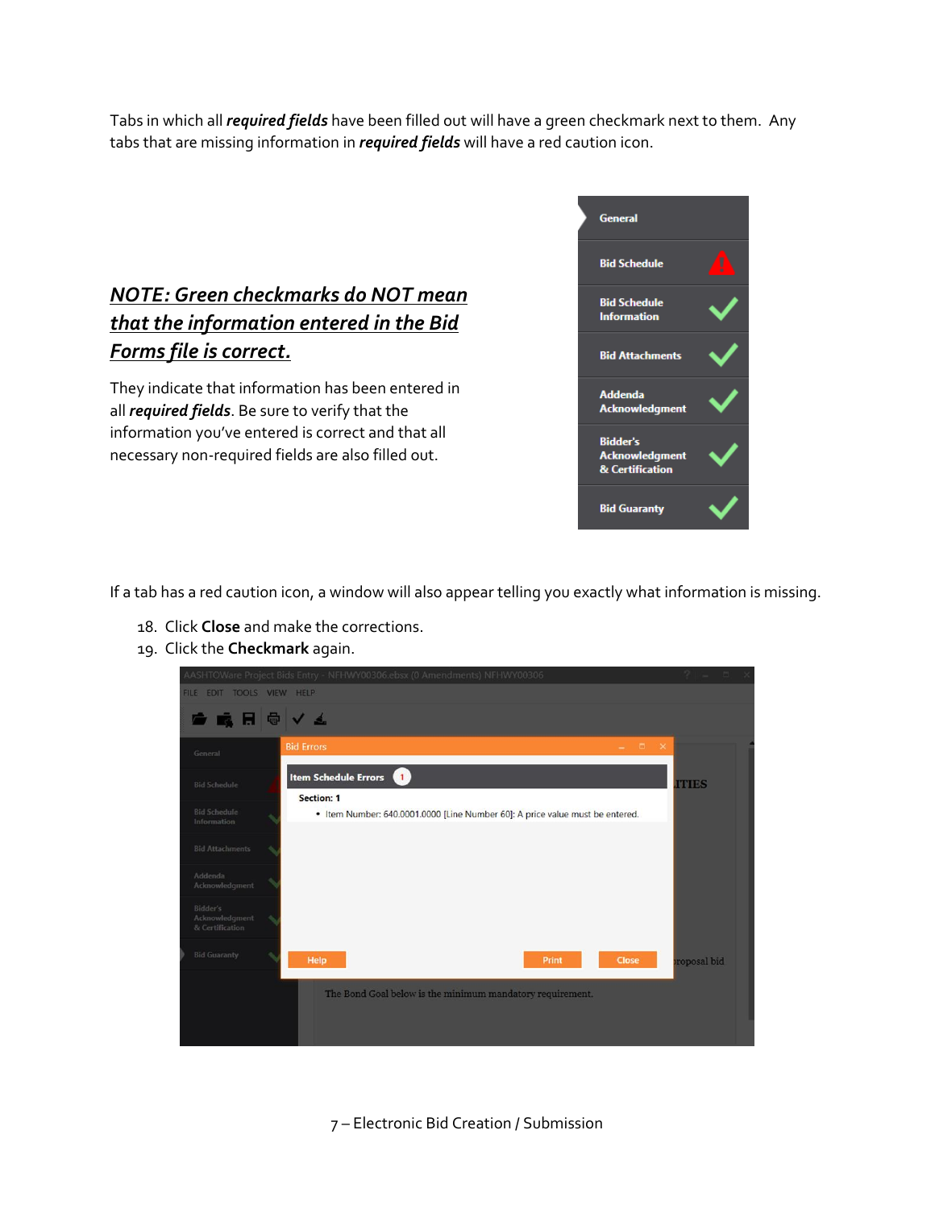Tabs in which all ***required fields*** have been filled out will have a green checkmark next to them. Any tabs that are missing information in ***required fields*** will have a red caution icon.

***NOTE: Green checkmarks do NOT mean that the information entered in the Bid Forms file is correct.***

They indicate that information has been entered in all ***required fields***. Be sure to verify that the information you've entered is correct and that all necessary non-required fields are also filled out.

If a tab has a red caution icon, a window will also appear telling you exactly what information is missing.

18. Click **Close** and make the corrections.
19. Click the **Checkmark** again.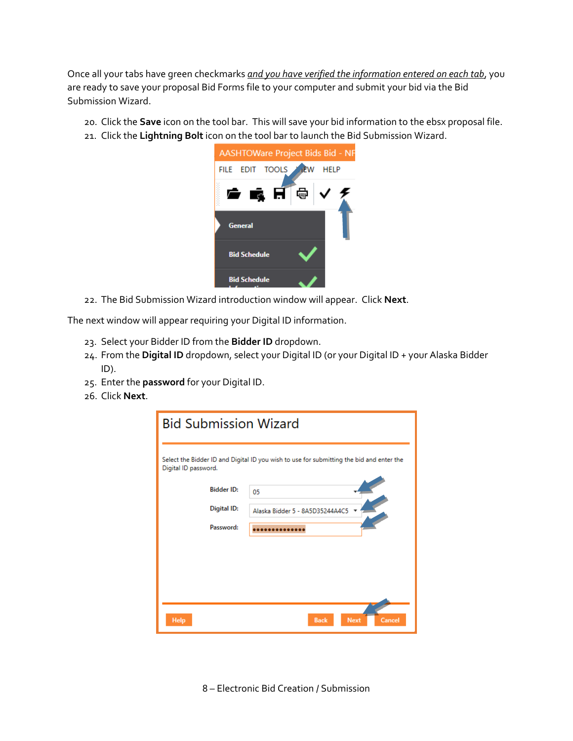Once all your tabs have green checkmarks *and you have verified the information entered on each tab*, you are ready to save your proposal Bid Forms file to your computer and submit your bid via the Bid Submission Wizard.

20. Click the **Save** icon on the tool bar. This will save your bid information to the ebsx proposal file.
21. Click the **Lightning Bolt** icon on the tool bar to launch the Bid Submission Wizard.
22. The Bid Submission Wizard introduction window will appear. Click **Next**.

The next window will appear requiring your Digital ID information.

23. Select your Bidder ID from the **Bidder ID** dropdown.
24. From the **Digital ID** dropdown, select your Digital ID (or your Digital ID + your Alaska Bidder ID).
25. Enter the **password** for your Digital ID.
26. Click **Next**.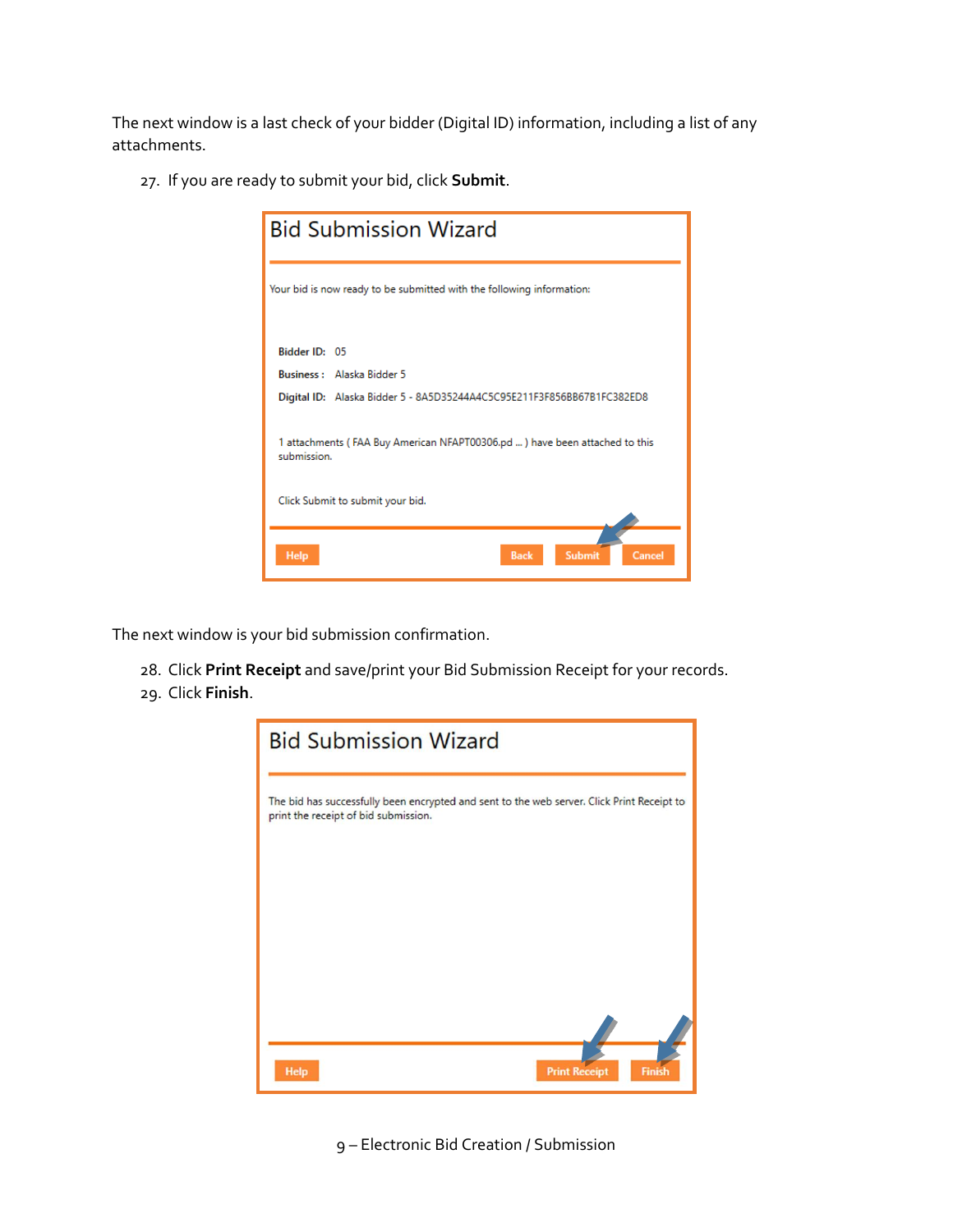The next window is a last check of your bidder (Digital ID) information, including a list of any attachments.

27. If you are ready to submit your bid, click **Submit**.

**Bid Submission Wizard**

Your bid is now ready to be submitted with the following information:

**Bidder ID:** 05

**Business :** Alaska Bidder 5

**Digital ID:** Alaska Bidder 5 - 8A5D35244A4C5C95E211F3F856BB67B1FC382ED8

1 attachments ( FAA Buy American NFAPT00306.pd ... ) have been attached to this submission.

Click Submit to submit your bid.

Help | Back | Submit | Cancel

The next window is your bid submission confirmation.

28. Click **Print Receipt** and save/print your Bid Submission Receipt for your records.
29. Click **Finish**.

**Bid Submission Wizard**

The bid has successfully been encrypted and sent to the web server. Click Print Receipt to print the receipt of bid submission.

Help | Print Receipt | Finish

9 – Electronic Bid Creation / Submission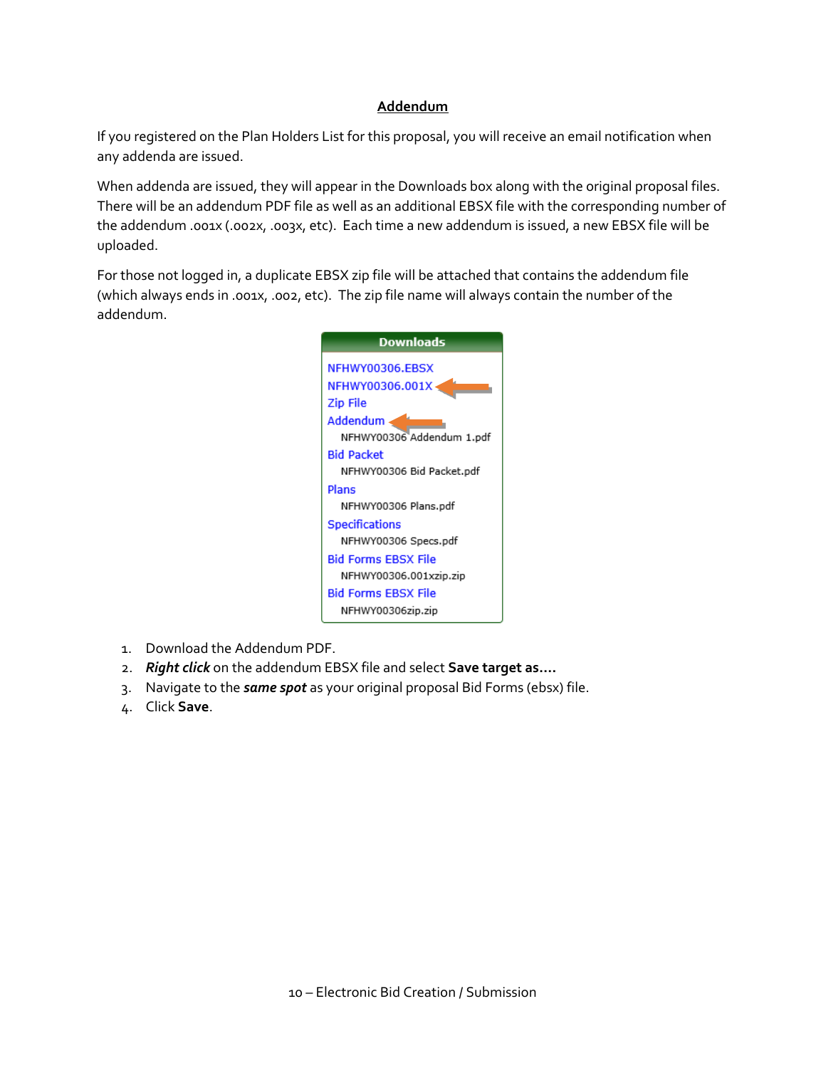## Addendum

If you registered on the Plan Holders List for this proposal, you will receive an email notification when any addenda are issued.

When addenda are issued, they will appear in the Downloads box along with the original proposal files. There will be an addendum PDF file as well as an additional EBSX file with the corresponding number of the addendum .001x (.002x, .003x, etc). Each time a new addendum is issued, a new EBSX file will be uploaded.

For those not logged in, a duplicate EBSX zip file will be attached that contains the addendum file (which always ends in .001x, .002, etc). The zip file name will always contain the number of the addendum.

**Downloads**

NFHWY00306.EBSX
NFHWY00306.001X
Zip File
Addendum
NFHWY00306 Addendum 1.pdf
Bid Packet
NFHWY00306 Bid Packet.pdf
Plans
NFHWY00306 Plans.pdf
Specifications
NFHWY00306 Specs.pdf
Bid Forms EBSX File
NFHWY00306.001xzip.zip
Bid Forms EBSX File
NFHWY00306zip.zip

1. Download the Addendum PDF.
2. ***Right click*** on the addendum EBSX file and select **Save target as....**
3. Navigate to the ***same spot*** as your original proposal Bid Forms (ebsx) file.
4. Click **Save**.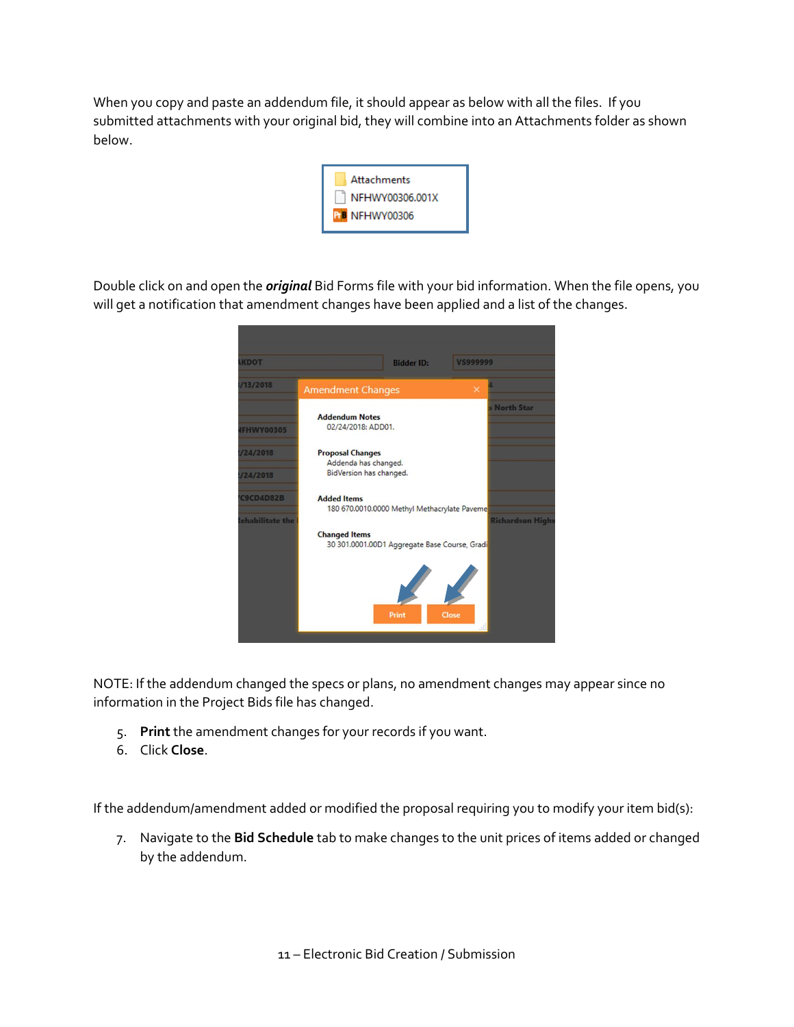When you copy and paste an addendum file, it should appear as below with all the files. If you submitted attachments with your original bid, they will combine into an Attachments folder as shown below.

Double click on and open the ***original*** Bid Forms file with your bid information. When the file opens, you will get a notification that amendment changes have been applied and a list of the changes.

NOTE: If the addendum changed the specs or plans, no amendment changes may appear since no information in the Project Bids file has changed.

5. **Print** the amendment changes for your records if you want.
6. Click **Close**.

If the addendum/amendment added or modified the proposal requiring you to modify your item bid(s):

7. Navigate to the **Bid Schedule** tab to make changes to the unit prices of items added or changed by the addendum.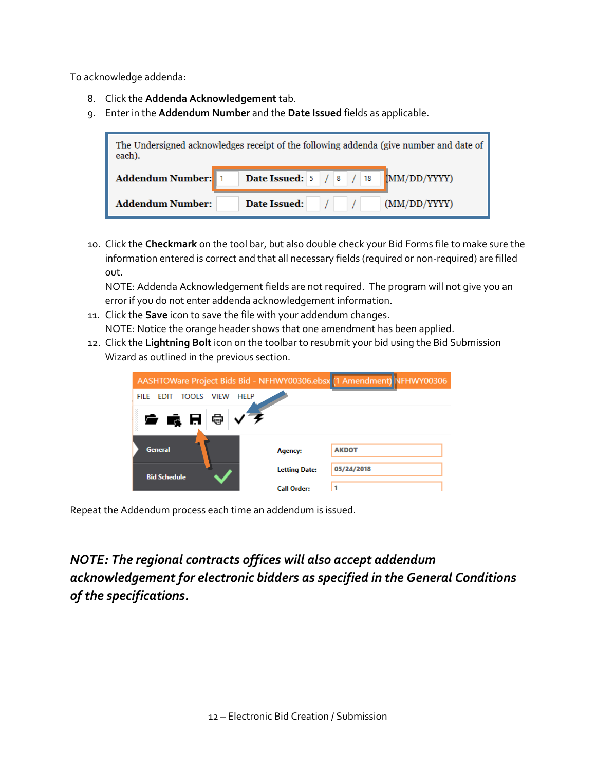To acknowledge addenda:

8. Click the **Addenda Acknowledgement** tab.
9. Enter in the **Addendum Number** and the **Date Issued** fields as applicable.

10. Click the **Checkmark** on the tool bar, but also double check your Bid Forms file to make sure the information entered is correct and that all necessary fields (required or non-required) are filled out.
    NOTE: Addenda Acknowledgement fields are not required. The program will not give you an error if you do not enter addenda acknowledgement information.
11. Click the **Save** icon to save the file with your addendum changes.
    NOTE: Notice the orange header shows that one amendment has been applied.
12. Click the **Lightning Bolt** icon on the toolbar to resubmit your bid using the Bid Submission Wizard as outlined in the previous section.

Repeat the Addendum process each time an addendum is issued.

***NOTE: The regional contracts offices will also accept addendum acknowledgement for electronic bidders as specified in the General Conditions of the specifications.***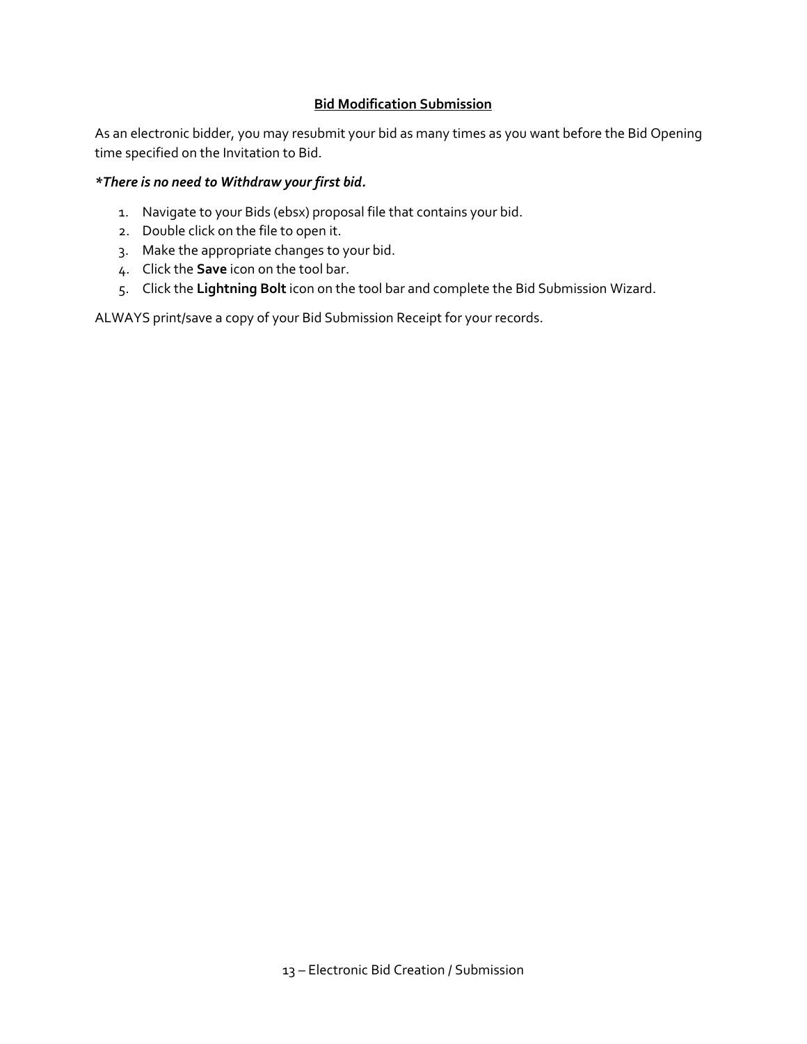## Bid Modification Submission

As an electronic bidder, you may resubmit your bid as many times as you want before the Bid Opening time specified on the Invitation to Bid.

***There is no need to Withdraw your first bid.***

1. Navigate to your Bids (ebsx) proposal file that contains your bid.
2. Double click on the file to open it.
3. Make the appropriate changes to your bid.
4. Click the **Save** icon on the tool bar.
5. Click the **Lightning Bolt** icon on the tool bar and complete the Bid Submission Wizard.

ALWAYS print/save a copy of your Bid Submission Receipt for your records.